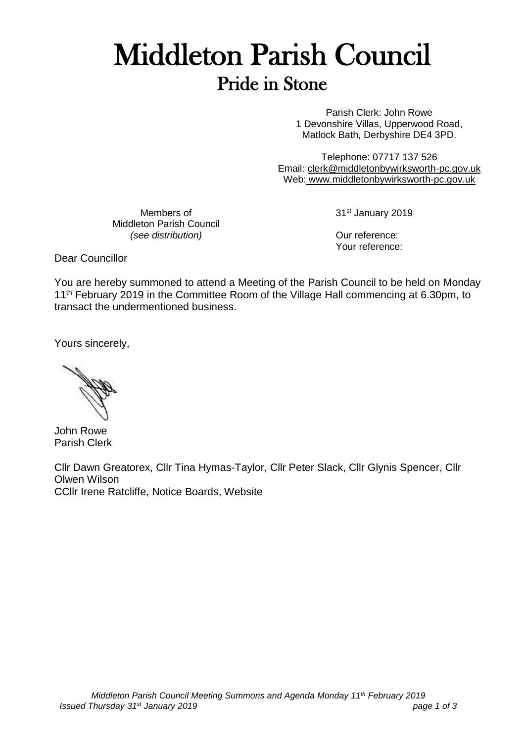# Middleton Parish Council

## Pride in Stone

Parish Clerk: John Rowe
1 Devonshire Villas, Upperwood Road,
Matlock Bath, Derbyshire DE4 3PD.

Telephone: 07717 137 526
Email: clerk@middletonbywirksworth-pc.gov.uk
Web: www.middletonbywirksworth-pc.gov.uk

Members of
Middleton Parish Council
*(see distribution)*

31st January 2019

Our reference:
Your reference:

Dear Councillor

You are hereby summoned to attend a Meeting of the Parish Council to be held on Monday 11th February 2019 in the Committee Room of the Village Hall commencing at 6.30pm, to transact the undermentioned business.

Yours sincerely,

John Rowe
Parish Clerk

Cllr Dawn Greatorex, Cllr Tina Hymas-Taylor, Cllr Peter Slack, Cllr Glynis Spencer, Cllr Olwen Wilson
CCllr Irene Ratcliffe, Notice Boards, Website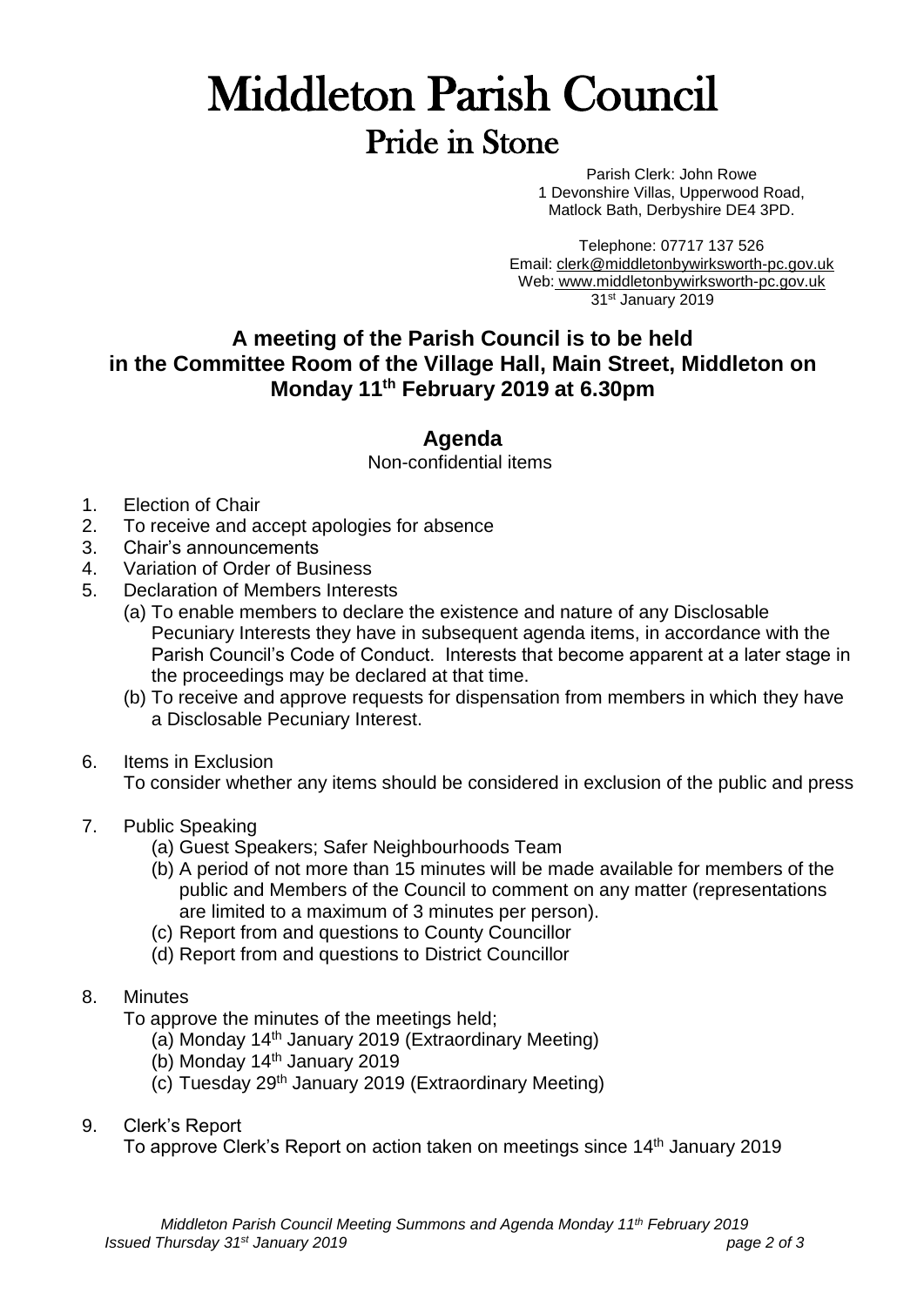# Middleton Parish Council

## Pride in Stone

Parish Clerk: John Rowe
1 Devonshire Villas, Upperwood Road,
Matlock Bath, Derbyshire DE4 3PD.

Telephone: 07717 137 526
Email: clerk@middletonbywirksworth-pc.gov.uk
Web: www.middletonbywirksworth-pc.gov.uk
31st January 2019

### A meeting of the Parish Council is to be held in the Committee Room of the Village Hall, Main Street, Middleton on Monday 11th February 2019 at 6.30pm

### Agenda

Non-confidential items

1. Election of Chair
2. To receive and accept apologies for absence
3. Chair's announcements
4. Variation of Order of Business
5. Declaration of Members Interests
   (a) To enable members to declare the existence and nature of any Disclosable Pecuniary Interests they have in subsequent agenda items, in accordance with the Parish Council's Code of Conduct. Interests that become apparent at a later stage in the proceedings may be declared at that time.
   (b) To receive and approve requests for dispensation from members in which they have a Disclosable Pecuniary Interest.
6. Items in Exclusion
   To consider whether any items should be considered in exclusion of the public and press
7. Public Speaking
   (a) Guest Speakers; Safer Neighbourhoods Team
   (b) A period of not more than 15 minutes will be made available for members of the public and Members of the Council to comment on any matter (representations are limited to a maximum of 3 minutes per person).
   (c) Report from and questions to County Councillor
   (d) Report from and questions to District Councillor
8. Minutes
   To approve the minutes of the meetings held;
   (a) Monday 14th January 2019 (Extraordinary Meeting)
   (b) Monday 14th January 2019
   (c) Tuesday 29th January 2019 (Extraordinary Meeting)
9. Clerk's Report
   To approve Clerk's Report on action taken on meetings since 14th January 2019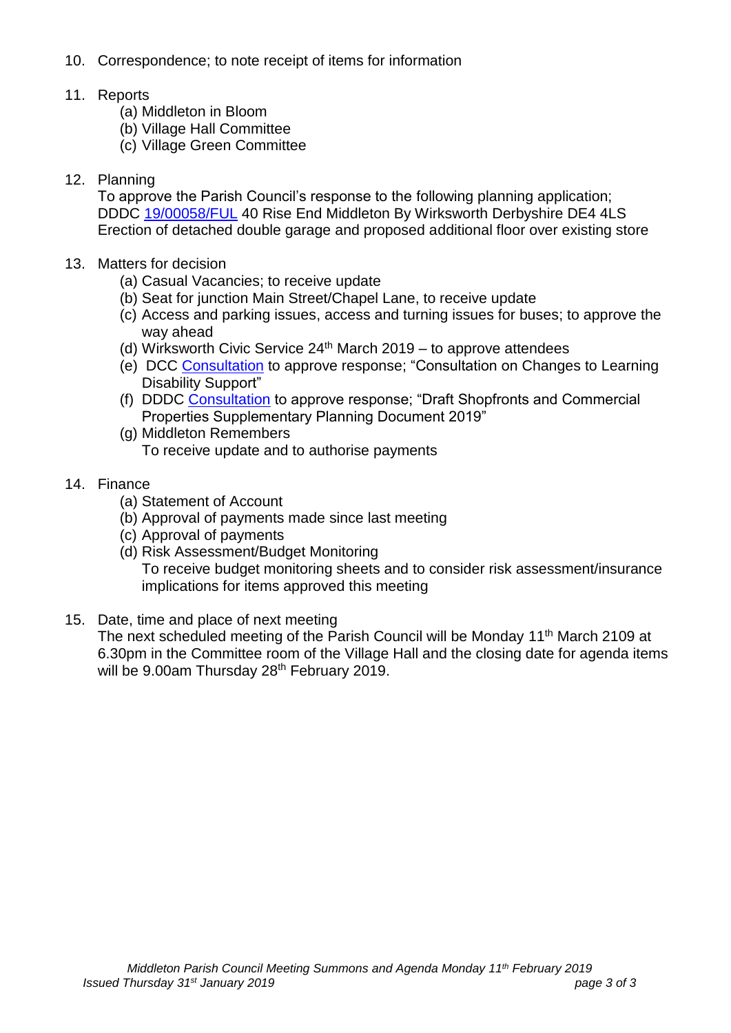10. Correspondence; to note receipt of items for information

11. Reports
    (a) Middleton in Bloom
    (b) Village Hall Committee
    (c) Village Green Committee

12. Planning
    To approve the Parish Council's response to the following planning application;
    DDDC 19/00058/FUL 40 Rise End Middleton By Wirksworth Derbyshire DE4 4LS
    Erection of detached double garage and proposed additional floor over existing store

13. Matters for decision
    (a) Casual Vacancies; to receive update
    (b) Seat for junction Main Street/Chapel Lane, to receive update
    (c) Access and parking issues, access and turning issues for buses; to approve the way ahead
    (d) Wirksworth Civic Service 24th March 2019 – to approve attendees
    (e) DCC Consultation to approve response; "Consultation on Changes to Learning Disability Support"
    (f) DDDC Consultation to approve response; "Draft Shopfronts and Commercial Properties Supplementary Planning Document 2019"
    (g) Middleton Remembers
    To receive update and to authorise payments

14. Finance
    (a) Statement of Account
    (b) Approval of payments made since last meeting
    (c) Approval of payments
    (d) Risk Assessment/Budget Monitoring
    To receive budget monitoring sheets and to consider risk assessment/insurance implications for items approved this meeting

15. Date, time and place of next meeting
    The next scheduled meeting of the Parish Council will be Monday 11th March 2109 at 6.30pm in the Committee room of the Village Hall and the closing date for agenda items will be 9.00am Thursday 28th February 2019.